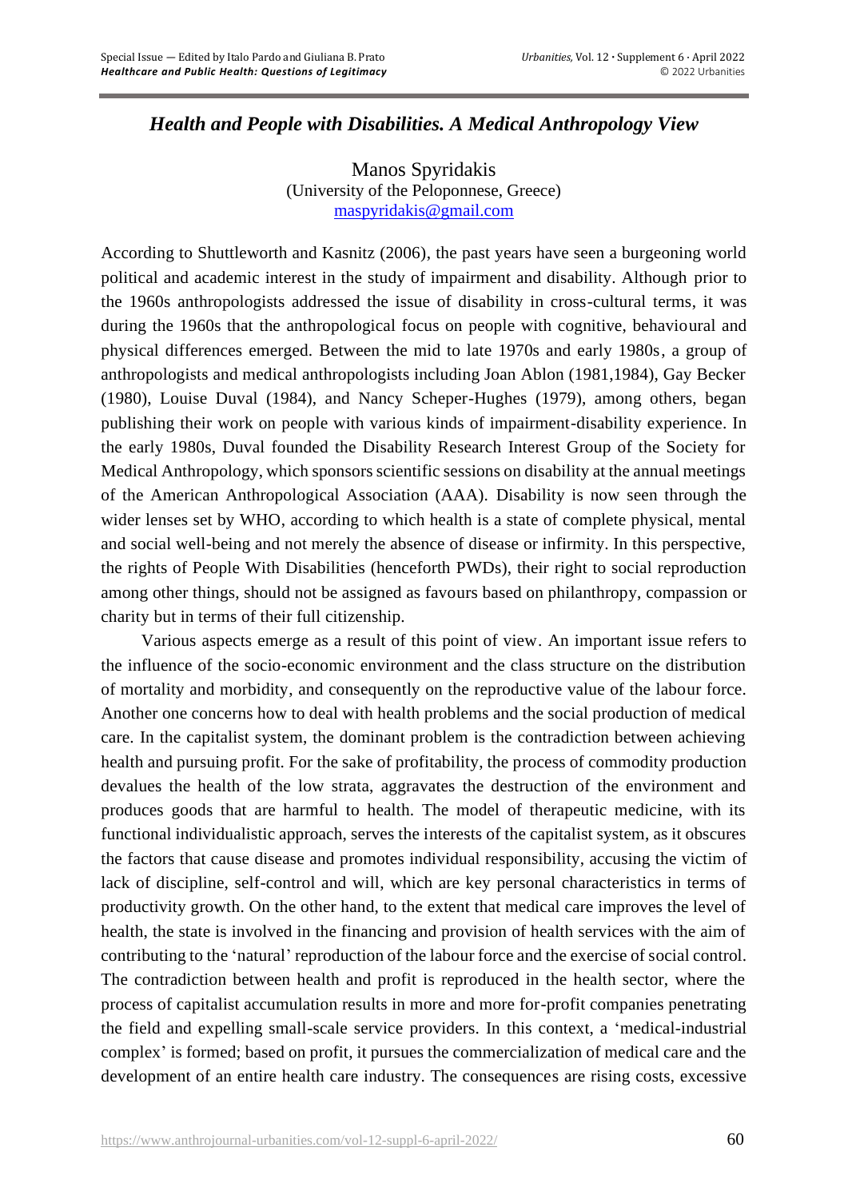# *Health and People with Disabilities. A Medical Anthropology View*

Manos Spyridakis
(University of the Peloponnese, Greece)
maspyridakis@gmail.com

According to Shuttleworth and Kasnitz (2006), the past years have seen a burgeoning world political and academic interest in the study of impairment and disability. Although prior to the 1960s anthropologists addressed the issue of disability in cross-cultural terms, it was during the 1960s that the anthropological focus on people with cognitive, behavioural and physical differences emerged. Between the mid to late 1970s and early 1980s, a group of anthropologists and medical anthropologists including Joan Ablon (1981,1984), Gay Becker (1980), Louise Duval (1984), and Nancy Scheper-Hughes (1979), among others, began publishing their work on people with various kinds of impairment-disability experience. In the early 1980s, Duval founded the Disability Research Interest Group of the Society for Medical Anthropology, which sponsors scientific sessions on disability at the annual meetings of the American Anthropological Association (AAA). Disability is now seen through the wider lenses set by WHO, according to which health is a state of complete physical, mental and social well-being and not merely the absence of disease or infirmity. In this perspective, the rights of People With Disabilities (henceforth PWDs), their right to social reproduction among other things, should not be assigned as favours based on philanthropy, compassion or charity but in terms of their full citizenship.

Various aspects emerge as a result of this point of view. An important issue refers to the influence of the socio-economic environment and the class structure on the distribution of mortality and morbidity, and consequently on the reproductive value of the labour force. Another one concerns how to deal with health problems and the social production of medical care. In the capitalist system, the dominant problem is the contradiction between achieving health and pursuing profit. For the sake of profitability, the process of commodity production devalues the health of the low strata, aggravates the destruction of the environment and produces goods that are harmful to health. The model of therapeutic medicine, with its functional individualistic approach, serves the interests of the capitalist system, as it obscures the factors that cause disease and promotes individual responsibility, accusing the victim of lack of discipline, self-control and will, which are key personal characteristics in terms of productivity growth. On the other hand, to the extent that medical care improves the level of health, the state is involved in the financing and provision of health services with the aim of contributing to the 'natural' reproduction of the labour force and the exercise of social control. The contradiction between health and profit is reproduced in the health sector, where the process of capitalist accumulation results in more and more for-profit companies penetrating the field and expelling small-scale service providers. In this context, a 'medical-industrial complex' is formed; based on profit, it pursues the commercialization of medical care and the development of an entire health care industry. The consequences are rising costs, excessive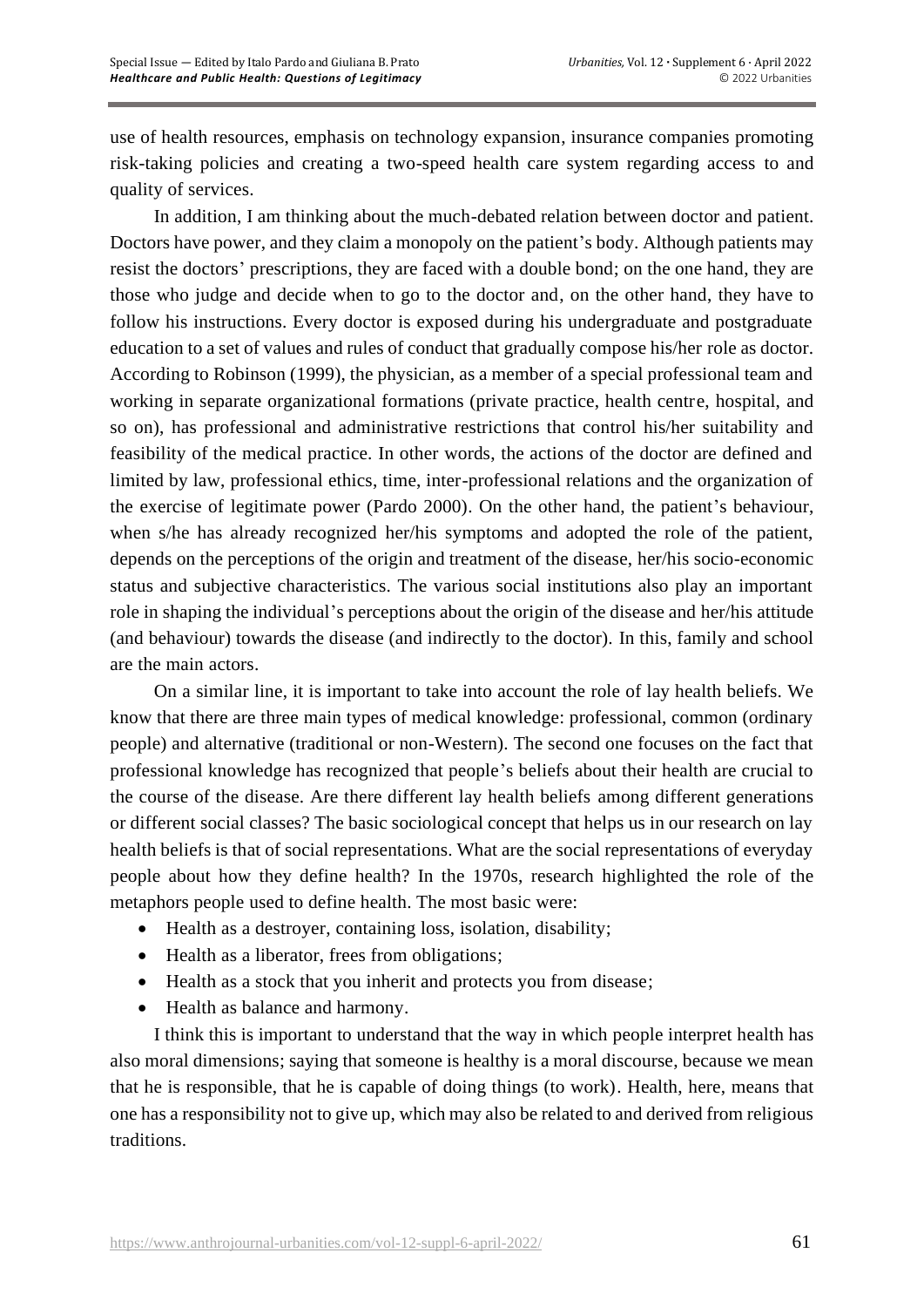use of health resources, emphasis on technology expansion, insurance companies promoting risk-taking policies and creating a two-speed health care system regarding access to and quality of services.

In addition, I am thinking about the much-debated relation between doctor and patient. Doctors have power, and they claim a monopoly on the patient's body. Although patients may resist the doctors' prescriptions, they are faced with a double bond; on the one hand, they are those who judge and decide when to go to the doctor and, on the other hand, they have to follow his instructions. Every doctor is exposed during his undergraduate and postgraduate education to a set of values and rules of conduct that gradually compose his/her role as doctor. According to Robinson (1999), the physician, as a member of a special professional team and working in separate organizational formations (private practice, health centre, hospital, and so on), has professional and administrative restrictions that control his/her suitability and feasibility of the medical practice. In other words, the actions of the doctor are defined and limited by law, professional ethics, time, inter-professional relations and the organization of the exercise of legitimate power (Pardo 2000). On the other hand, the patient's behaviour, when s/he has already recognized her/his symptoms and adopted the role of the patient, depends on the perceptions of the origin and treatment of the disease, her/his socio-economic status and subjective characteristics. The various social institutions also play an important role in shaping the individual's perceptions about the origin of the disease and her/his attitude (and behaviour) towards the disease (and indirectly to the doctor). In this, family and school are the main actors.

On a similar line, it is important to take into account the role of lay health beliefs. We know that there are three main types of medical knowledge: professional, common (ordinary people) and alternative (traditional or non-Western). The second one focuses on the fact that professional knowledge has recognized that people's beliefs about their health are crucial to the course of the disease. Are there different lay health beliefs among different generations or different social classes? The basic sociological concept that helps us in our research on lay health beliefs is that of social representations. What are the social representations of everyday people about how they define health? In the 1970s, research highlighted the role of the metaphors people used to define health. The most basic were:

- Health as a destroyer, containing loss, isolation, disability;
- Health as a liberator, frees from obligations;
- Health as a stock that you inherit and protects you from disease;
- Health as balance and harmony.

I think this is important to understand that the way in which people interpret health has also moral dimensions; saying that someone is healthy is a moral discourse, because we mean that he is responsible, that he is capable of doing things (to work). Health, here, means that one has a responsibility not to give up, which may also be related to and derived from religious traditions.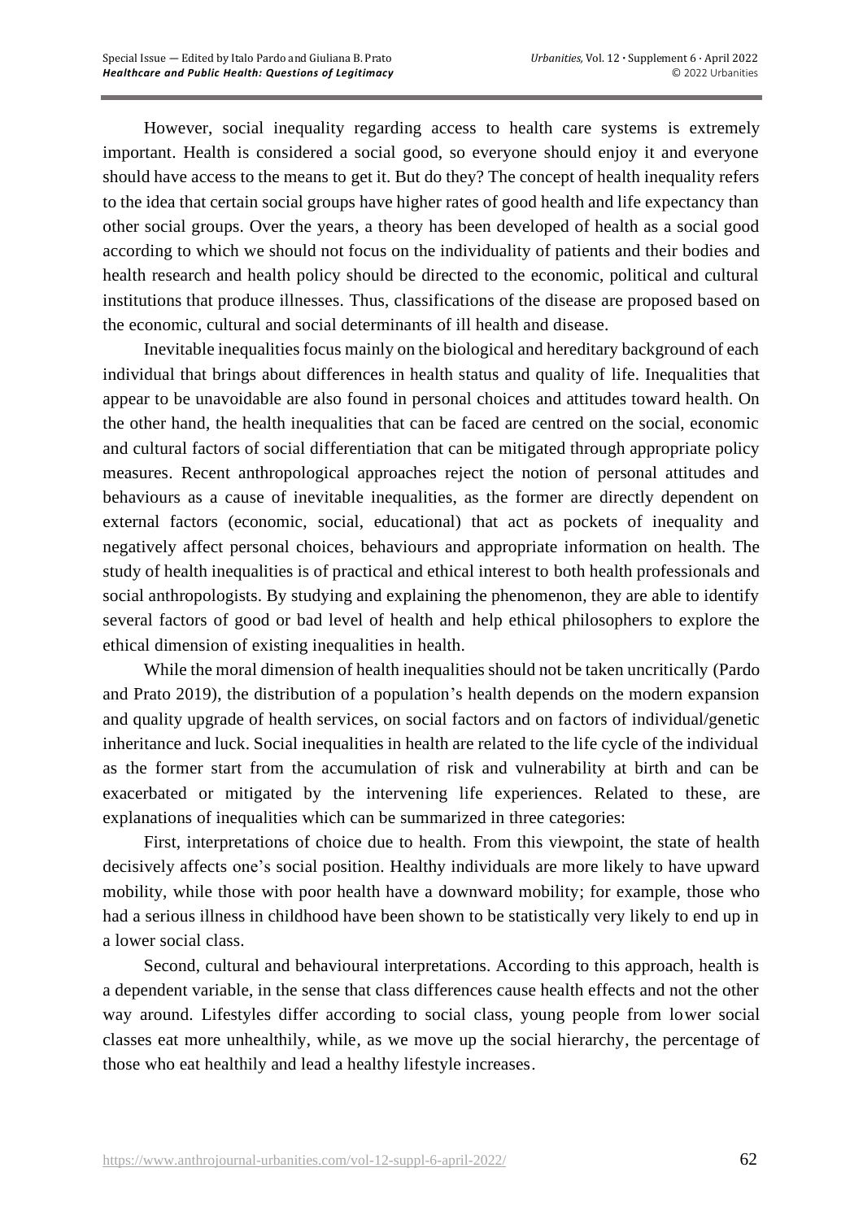However, social inequality regarding access to health care systems is extremely important. Health is considered a social good, so everyone should enjoy it and everyone should have access to the means to get it. But do they? The concept of health inequality refers to the idea that certain social groups have higher rates of good health and life expectancy than other social groups. Over the years, a theory has been developed of health as a social good according to which we should not focus on the individuality of patients and their bodies and health research and health policy should be directed to the economic, political and cultural institutions that produce illnesses. Thus, classifications of the disease are proposed based on the economic, cultural and social determinants of ill health and disease.

Inevitable inequalities focus mainly on the biological and hereditary background of each individual that brings about differences in health status and quality of life. Inequalities that appear to be unavoidable are also found in personal choices and attitudes toward health. On the other hand, the health inequalities that can be faced are centred on the social, economic and cultural factors of social differentiation that can be mitigated through appropriate policy measures. Recent anthropological approaches reject the notion of personal attitudes and behaviours as a cause of inevitable inequalities, as the former are directly dependent on external factors (economic, social, educational) that act as pockets of inequality and negatively affect personal choices, behaviours and appropriate information on health. The study of health inequalities is of practical and ethical interest to both health professionals and social anthropologists. By studying and explaining the phenomenon, they are able to identify several factors of good or bad level of health and help ethical philosophers to explore the ethical dimension of existing inequalities in health.

While the moral dimension of health inequalities should not be taken uncritically (Pardo and Prato 2019), the distribution of a population's health depends on the modern expansion and quality upgrade of health services, on social factors and on factors of individual/genetic inheritance and luck. Social inequalities in health are related to the life cycle of the individual as the former start from the accumulation of risk and vulnerability at birth and can be exacerbated or mitigated by the intervening life experiences. Related to these, are explanations of inequalities which can be summarized in three categories:

First, interpretations of choice due to health. From this viewpoint, the state of health decisively affects one's social position. Healthy individuals are more likely to have upward mobility, while those with poor health have a downward mobility; for example, those who had a serious illness in childhood have been shown to be statistically very likely to end up in a lower social class.

Second, cultural and behavioural interpretations. According to this approach, health is a dependent variable, in the sense that class differences cause health effects and not the other way around. Lifestyles differ according to social class, young people from lower social classes eat more unhealthily, while, as we move up the social hierarchy, the percentage of those who eat healthily and lead a healthy lifestyle increases.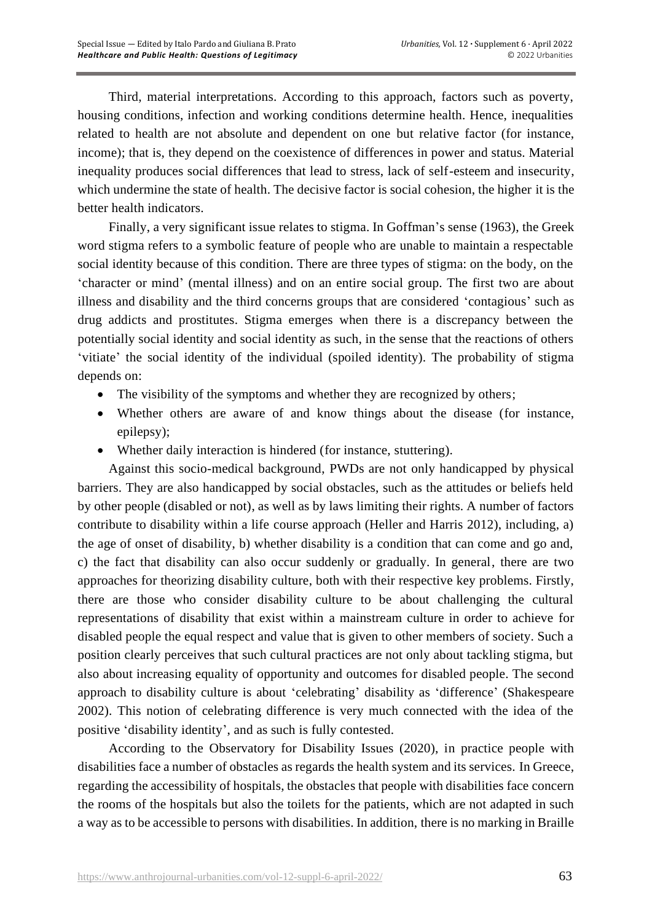Third, material interpretations. According to this approach, factors such as poverty, housing conditions, infection and working conditions determine health. Hence, inequalities related to health are not absolute and dependent on one but relative factor (for instance, income); that is, they depend on the coexistence of differences in power and status. Material inequality produces social differences that lead to stress, lack of self-esteem and insecurity, which undermine the state of health. The decisive factor is social cohesion, the higher it is the better health indicators.

Finally, a very significant issue relates to stigma. In Goffman's sense (1963), the Greek word stigma refers to a symbolic feature of people who are unable to maintain a respectable social identity because of this condition. There are three types of stigma: on the body, on the 'character or mind' (mental illness) and on an entire social group. The first two are about illness and disability and the third concerns groups that are considered 'contagious' such as drug addicts and prostitutes. Stigma emerges when there is a discrepancy between the potentially social identity and social identity as such, in the sense that the reactions of others 'vitiate' the social identity of the individual (spoiled identity). The probability of stigma depends on:

- The visibility of the symptoms and whether they are recognized by others;
- Whether others are aware of and know things about the disease (for instance, epilepsy);
- Whether daily interaction is hindered (for instance, stuttering).

Against this socio-medical background, PWDs are not only handicapped by physical barriers. They are also handicapped by social obstacles, such as the attitudes or beliefs held by other people (disabled or not), as well as by laws limiting their rights. A number of factors contribute to disability within a life course approach (Heller and Harris 2012), including, a) the age of onset of disability, b) whether disability is a condition that can come and go and, c) the fact that disability can also occur suddenly or gradually. In general, there are two approaches for theorizing disability culture, both with their respective key problems. Firstly, there are those who consider disability culture to be about challenging the cultural representations of disability that exist within a mainstream culture in order to achieve for disabled people the equal respect and value that is given to other members of society. Such a position clearly perceives that such cultural practices are not only about tackling stigma, but also about increasing equality of opportunity and outcomes for disabled people. The second approach to disability culture is about 'celebrating' disability as 'difference' (Shakespeare 2002). This notion of celebrating difference is very much connected with the idea of the positive 'disability identity', and as such is fully contested.

According to the Observatory for Disability Issues (2020), in practice people with disabilities face a number of obstacles as regards the health system and its services. In Greece, regarding the accessibility of hospitals, the obstacles that people with disabilities face concern the rooms of the hospitals but also the toilets for the patients, which are not adapted in such a way as to be accessible to persons with disabilities. In addition, there is no marking in Braille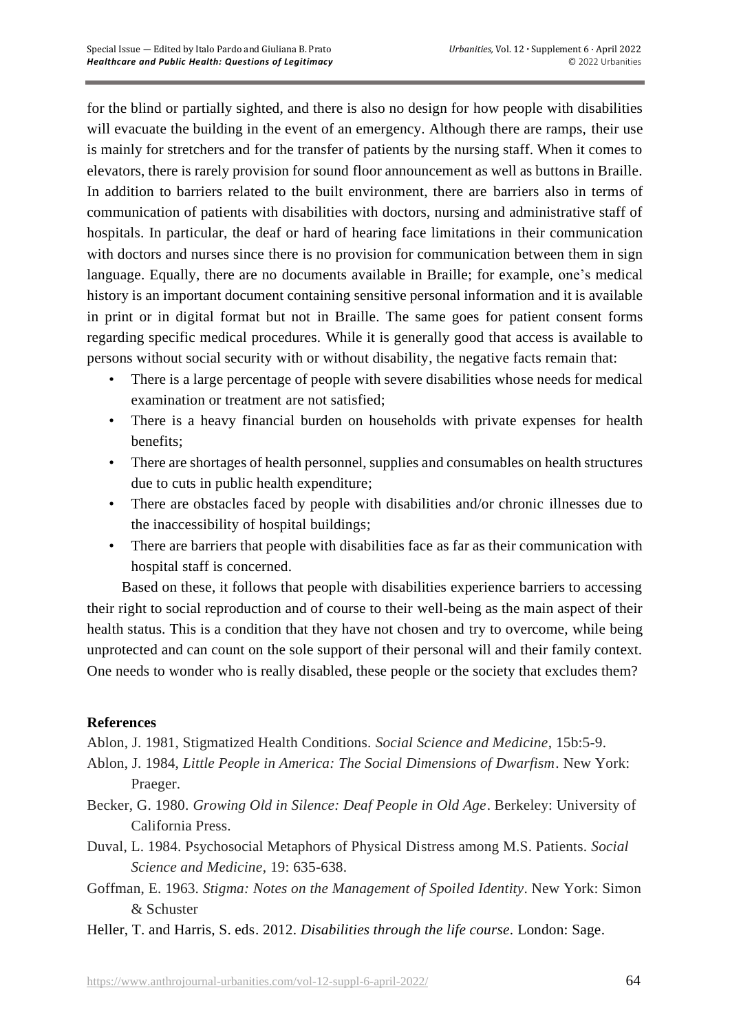for the blind or partially sighted, and there is also no design for how people with disabilities will evacuate the building in the event of an emergency. Although there are ramps, their use is mainly for stretchers and for the transfer of patients by the nursing staff. When it comes to elevators, there is rarely provision for sound floor announcement as well as buttons in Braille. In addition to barriers related to the built environment, there are barriers also in terms of communication of patients with disabilities with doctors, nursing and administrative staff of hospitals. In particular, the deaf or hard of hearing face limitations in their communication with doctors and nurses since there is no provision for communication between them in sign language. Equally, there are no documents available in Braille; for example, one's medical history is an important document containing sensitive personal information and it is available in print or in digital format but not in Braille. The same goes for patient consent forms regarding specific medical procedures. While it is generally good that access is available to persons without social security with or without disability, the negative facts remain that:

- There is a large percentage of people with severe disabilities whose needs for medical examination or treatment are not satisfied;
- There is a heavy financial burden on households with private expenses for health benefits;
- There are shortages of health personnel, supplies and consumables on health structures due to cuts in public health expenditure;
- There are obstacles faced by people with disabilities and/or chronic illnesses due to the inaccessibility of hospital buildings;
- There are barriers that people with disabilities face as far as their communication with hospital staff is concerned.

Based on these, it follows that people with disabilities experience barriers to accessing their right to social reproduction and of course to their well-being as the main aspect of their health status. This is a condition that they have not chosen and try to overcome, while being unprotected and can count on the sole support of their personal will and their family context. One needs to wonder who is really disabled, these people or the society that excludes them?

**References**

Ablon, J. 1981, Stigmatized Health Conditions. *Social Science and Medicine*, 15b:5-9.

Ablon, J. 1984, *Little People in America: The Social Dimensions of Dwarfism*. New York: Praeger.

Becker, G. 1980. *Growing Old in Silence: Deaf People in Old Age*. Berkeley: University of California Press.

Duval, L. 1984. Psychosocial Metaphors of Physical Distress among M.S. Patients. *Social Science and Medicine*, 19: 635-638.

Goffman, E. 1963. *Stigma: Notes on the Management of Spoiled Identity*. New York: Simon & Schuster

Heller, T. and Harris, S. eds. 2012. *Disabilities through the life course*. London: Sage.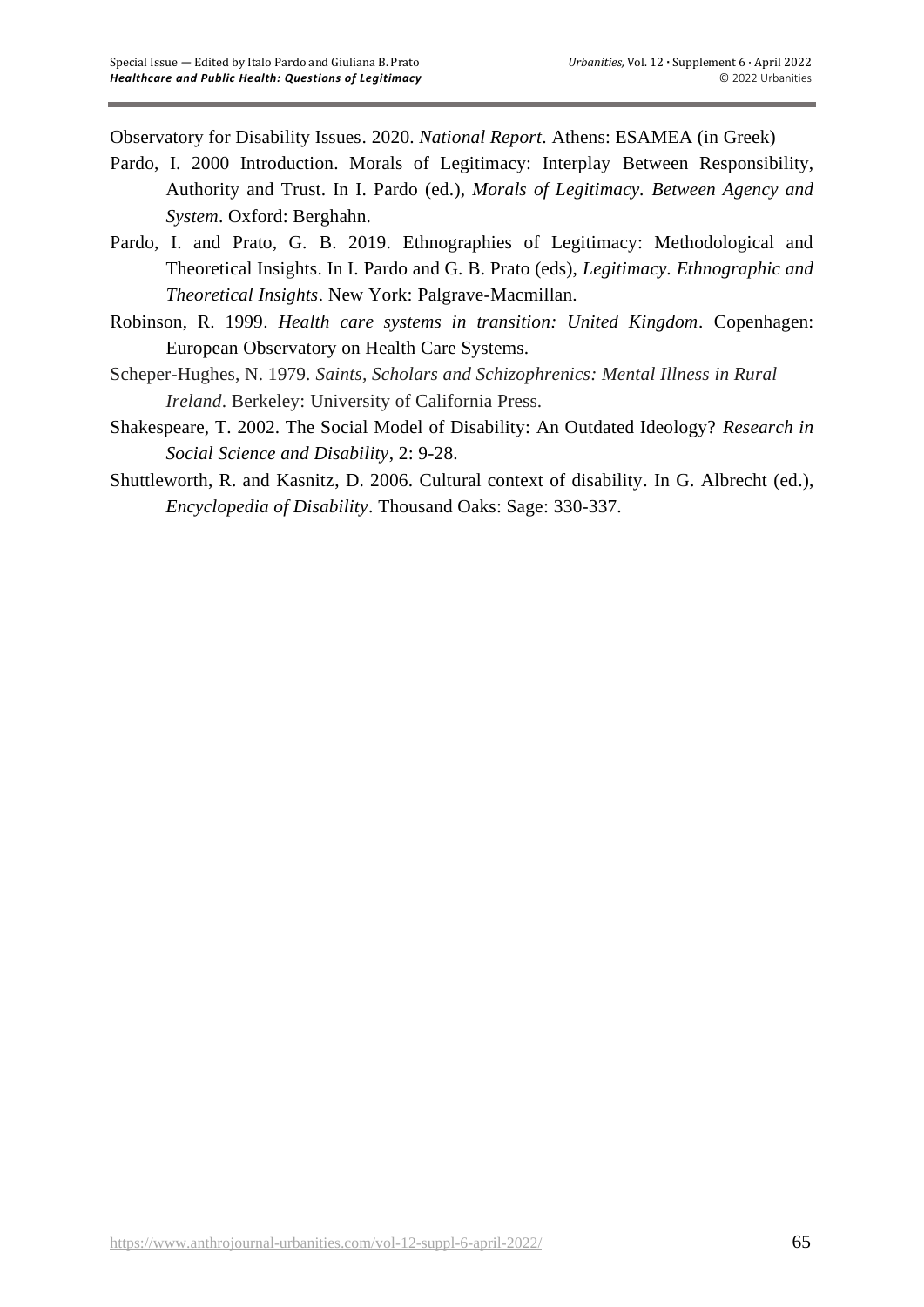Observatory for Disability Issues. 2020. *National Report*. Athens: ESAMEA (in Greek)

Pardo, I. 2000 Introduction. Morals of Legitimacy: Interplay Between Responsibility, Authority and Trust. In I. Pardo (ed.), *Morals of Legitimacy. Between Agency and System*. Oxford: Berghahn.

Pardo, I. and Prato, G. B. 2019. Ethnographies of Legitimacy: Methodological and Theoretical Insights. In I. Pardo and G. B. Prato (eds), *Legitimacy. Ethnographic and Theoretical Insights*. New York: Palgrave-Macmillan.

Robinson, R. 1999. *Health care systems in transition: United Kingdom*. Copenhagen: European Observatory on Health Care Systems.

Scheper-Hughes, N. 1979. *Saints, Scholars and Schizophrenics: Mental Illness in Rural Ireland*. Berkeley: University of California Press.

Shakespeare, T. 2002. The Social Model of Disability: An Outdated Ideology? *Research in Social Science and Disability*, 2: 9-28.

Shuttleworth, R. and Kasnitz, D. 2006. Cultural context of disability. In G. Albrecht (ed.), *Encyclopedia of Disability*. Thousand Oaks: Sage: 330-337.